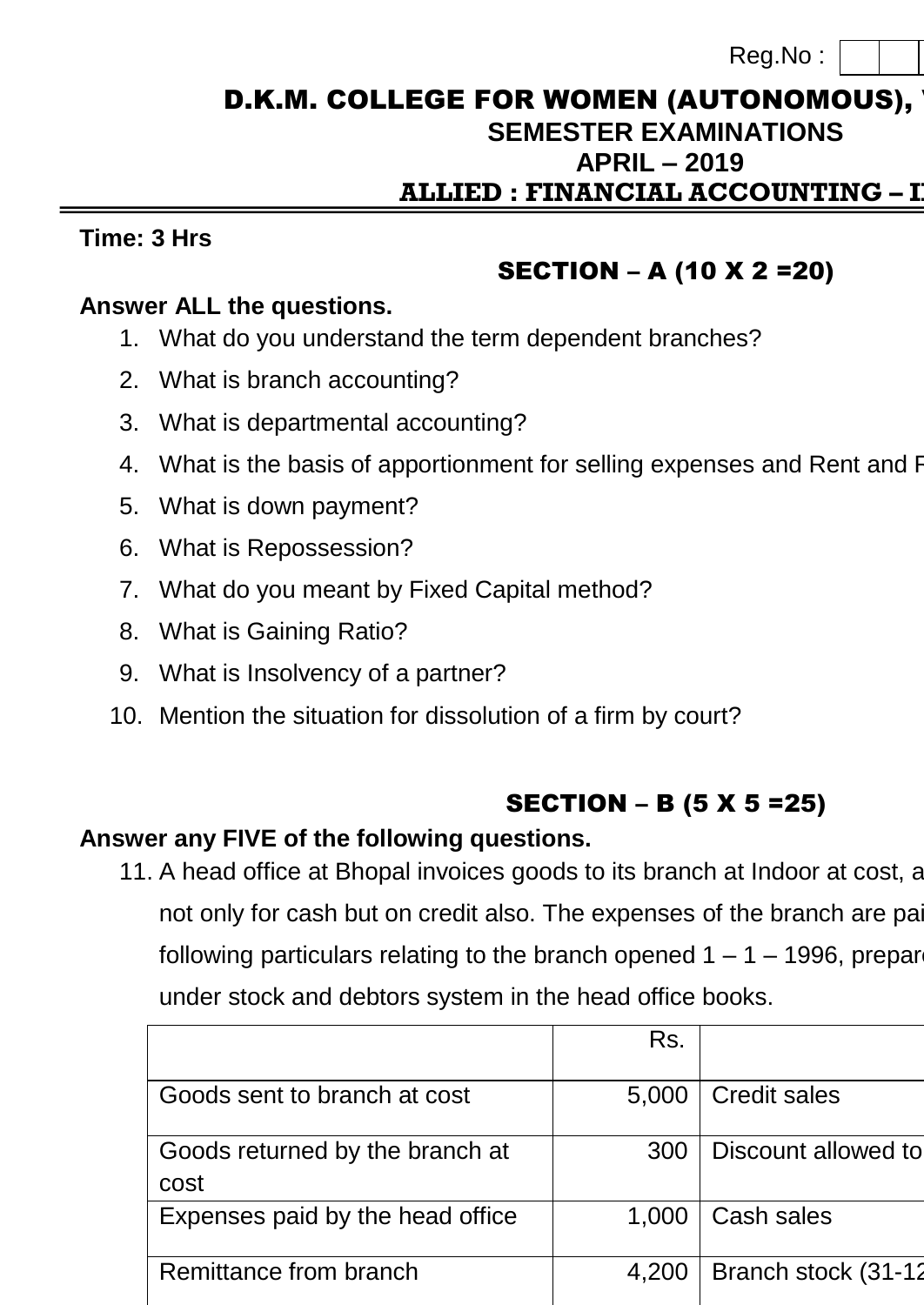Reg.No :

# D.K.M. COLLEGE FOR WOMEN (AUTONOMOUS), V

## SEMESTER EXAMINATIONS

## APRIL – 2019

## ALLIED : FINANCIAL ACCOUNTING – I

**Time: 3 Hrs**

### SECTION – A (10 X 2 =20)

**Answer ALL the questions.**

1. What do you understand the term dependent branches?
2. What is branch accounting?
3. What is departmental accounting?
4. What is the basis of apportionment for selling expenses and Rent and R
5. What is down payment?
6. What is Repossession?
7. What do you meant by Fixed Capital method?
8. What is Gaining Ratio?
9. What is Insolvency of a partner?
10. Mention the situation for dissolution of a firm by court?

### SECTION – B (5 X 5 =25)

**Answer any FIVE of the following questions.**

11. A head office at Bhopal invoices goods to its branch at Indoor at cost, a not only for cash but on credit also. The expenses of the branch are pai following particulars relating to the branch opened 1 – 1 – 1996, prepare under stock and debtors system in the head office books.

| | Rs. | |
|---|---|---|
| Goods sent to branch at cost | 5,000 | Credit sales |
| Goods returned by the branch at cost | 300 | Discount allowed to |
| Expenses paid by the head office | 1,000 | Cash sales |
| Remittance from branch | 4,200 | Branch stock (31-12 |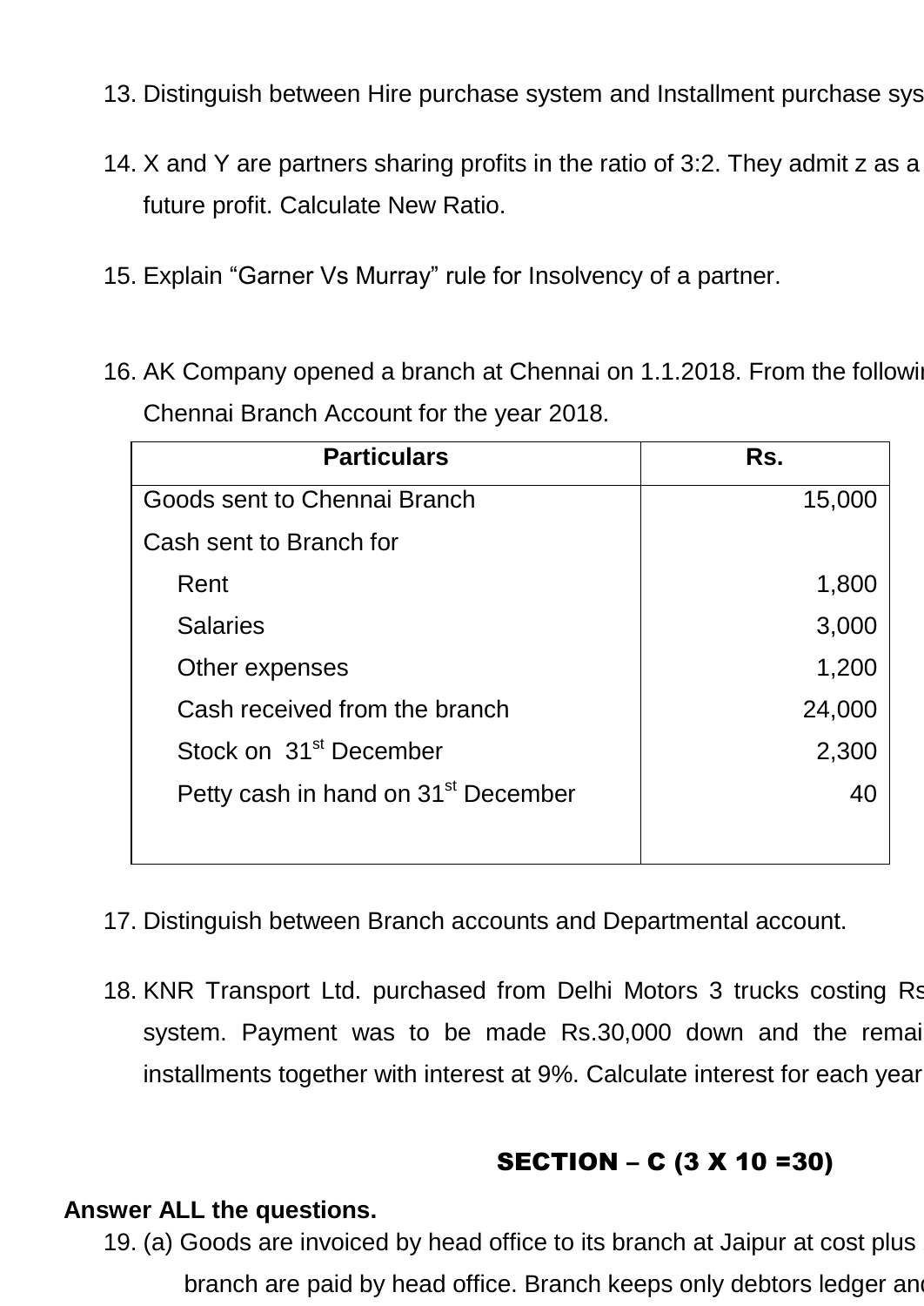13. Distinguish between Hire purchase system and Installment purchase sys

14. X and Y are partners sharing profits in the ratio of 3:2. They admit z as a future profit. Calculate New Ratio.

15. Explain "Garner Vs Murray" rule for Insolvency of a partner.

16. AK Company opened a branch at Chennai on 1.1.2018. From the followin Chennai Branch Account for the year 2018.

| Particulars | Rs. |
|---|---|
| Goods sent to Chennai Branch | 15,000 |
| Cash sent to Branch for | |
| Rent | 1,800 |
| Salaries | 3,000 |
| Other expenses | 1,200 |
| Cash received from the branch | 24,000 |
| Stock on 31st December | 2,300 |
| Petty cash in hand on 31st December | 40 |

17. Distinguish between Branch accounts and Departmental account.

18. KNR Transport Ltd. purchased from Delhi Motors 3 trucks costing Rs system. Payment was to be made Rs.30,000 down and the remai installments together with interest at 9%. Calculate interest for each year

## SECTION – C (3 X 10 =30)

**Answer ALL the questions.**

19. (a) Goods are invoiced by head office to its branch at Jaipur at cost plus branch are paid by head office. Branch keeps only debtors ledger and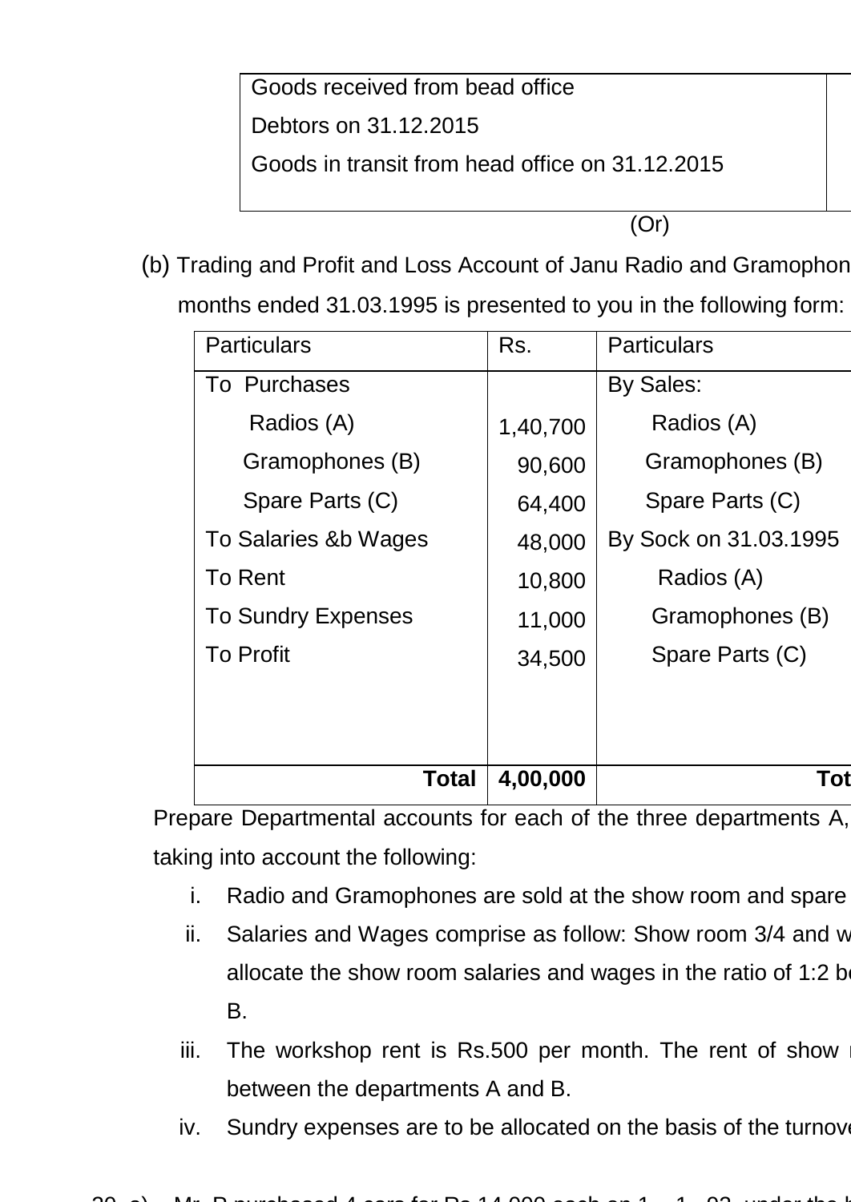| Goods received from bead office | |
|---|---|
| Debtors on 31.12.2015 | |
| Goods in transit from head office on 31.12.2015 | |

(Or)

(b) Trading and Profit and Loss Account of Janu Radio and Gramophon
months ended 31.03.1995 is presented to you in the following form:

| Particulars | Rs. | Particulars |
|---|---|---|
| To Purchases | | By Sales: |
| Radios (A) | 1,40,700 | Radios (A) |
| Gramophones (B) | 90,600 | Gramophones (B) |
| Spare Parts (C) | 64,400 | Spare Parts (C) |
| To Salaries &b Wages | 48,000 | By Sock on 31.03.1995 |
| To Rent | 10,800 | Radios (A) |
| To Sundry Expenses | 11,000 | Gramophones (B) |
| To Profit | 34,500 | Spare Parts (C) |
| **Total** | **4,00,000** | **Tot** |

Prepare Departmental accounts for each of the three departments A,
taking into account the following:

i. Radio and Gramophones are sold at the show room and spare
ii. Salaries and Wages comprise as follow: Show room 3/4 and w
allocate the show room salaries and wages in the ratio of 1:2 b
B.
iii. The workshop rent is Rs.500 per month. The rent of show r
between the departments A and B.
iv. Sundry expenses are to be allocated on the basis of the turnove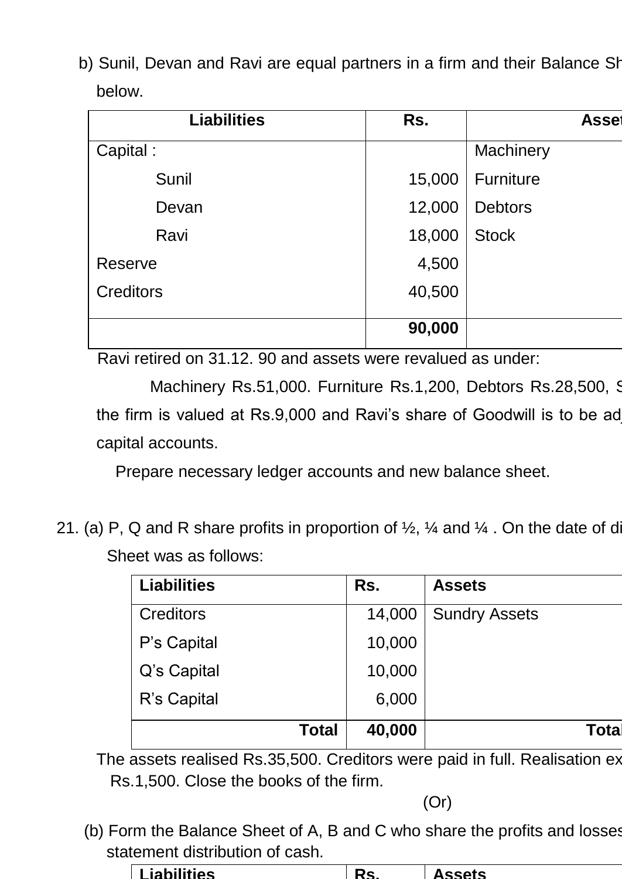b) Sunil, Devan and Ravi are equal partners in a firm and their Balance Sh
below.

| Liabilities | Rs. | Asset |
|---|---|---|
| Capital : | | Machinery |
| Sunil | 15,000 | Furniture |
| Devan | 12,000 | Debtors |
| Ravi | 18,000 | Stock |
| Reserve | 4,500 | |
| Creditors | 40,500 | |
| | **90,000** | |

Ravi retired on 31.12. 90 and assets were revalued as under:

Machinery Rs.51,000. Furniture Rs.1,200, Debtors Rs.28,500, S
the firm is valued at Rs.9,000 and Ravi's share of Goodwill is to be ad
capital accounts.

Prepare necessary ledger accounts and new balance sheet.

21. (a) P, Q and R share profits in proportion of ½, ¼ and ¼ . On the date of di
Sheet was as follows:

| Liabilities | Rs. | Assets |
|---|---|---|
| Creditors | 14,000 | Sundry Assets |
| P's Capital | 10,000 | |
| Q's Capital | 10,000 | |
| R's Capital | 6,000 | |
| **Total** | **40,000** | **Total** |

The assets realised Rs.35,500. Creditors were paid in full. Realisation ex
Rs.1,500. Close the books of the firm.

(Or)

(b) Form the Balance Sheet of A, B and C who share the profits and losses
statement distribution of cash.

| Liabilities | Rs. | Assets |
|---|---|---|